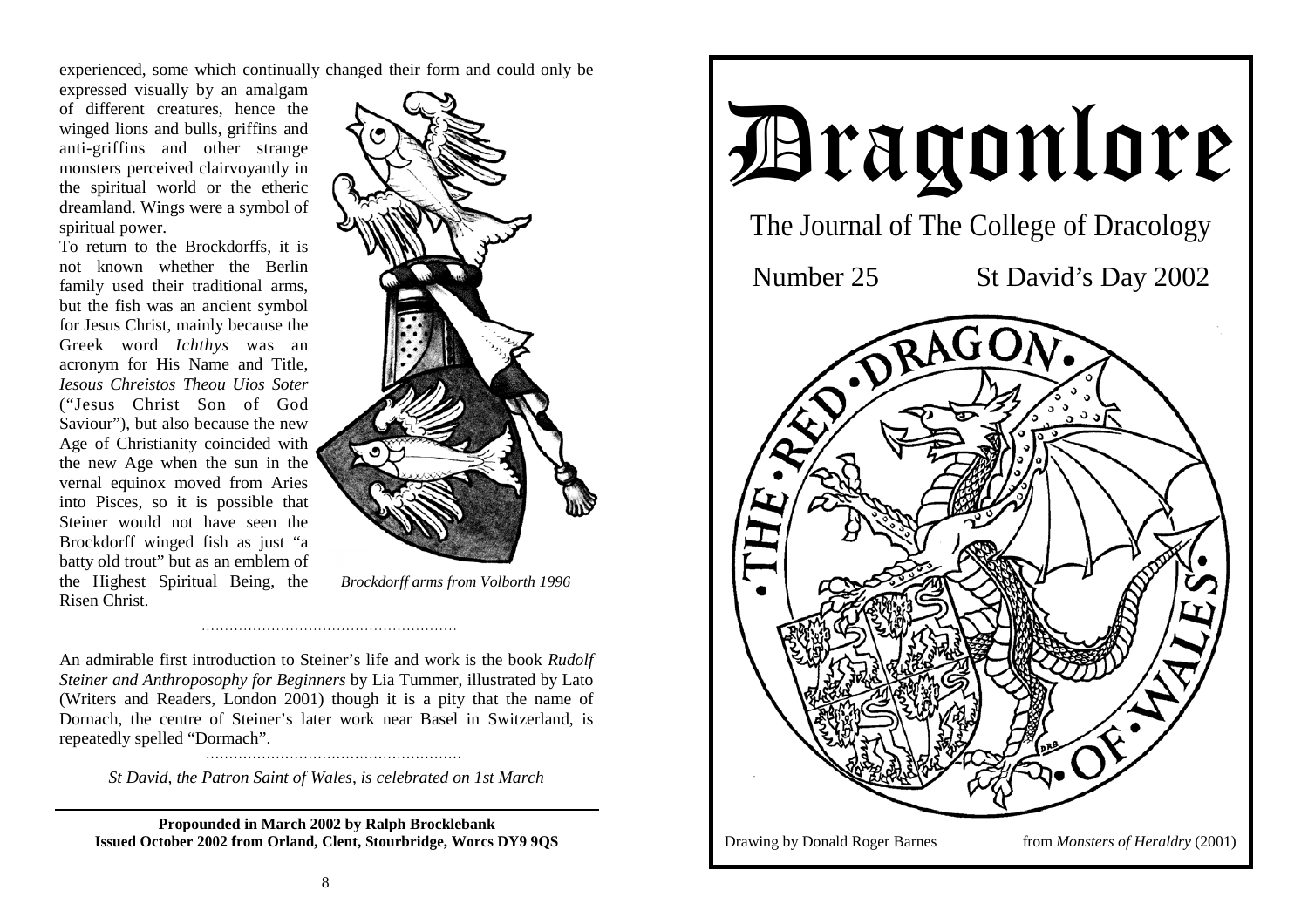experienced, some which continually changed their form and could only be expressed visually by an amalgam of different creatures, hence the winged lions and bulls, griffins and anti-griffins and other strange monsters perceived clairvoyantly in the spiritual world or the etheric dreamland. Wings were a symbol of spiritual power.

To return to the Brockdorffs, it is not known whether the Berlin family used their traditional arms, but the fish was an ancient symbol for Jesus Christ, mainly because the Greek word *Ichthys* was an acronym for His Name and Title, *Iesous Chreistos Theou Uios Soter* ("Jesus Christ Son of God Saviour"), but also because the new Age of Christianity coincided with the new Age when the sun in the vernal equinox moved from Aries into Pisces, so it is possible that Steiner would not have seen the Brockdorff winged fish as just "a batty old trout" but as an emblem of the Highest Spiritual Being, the Risen Christ.

*Brockdorff arms from Volborth 1996*

.......................................................

An admirable first introduction to Steiner's life and work is the book *Rudolf Steiner and Anthroposophy for Beginners* by Lia Tummer, illustrated by Lato (Writers and Readers, London 2001) though it is a pity that the name of Dornach, the centre of Steiner's later work near Basel in Switzerland, is repeatedly spelled "Dormach".

.......................................................

*St David, the Patron Saint of Wales, is celebrated on 1st March*

---

**Propounded in March 2002 by Ralph Brocklebank**
**Issued October 2002 from Orland, Clent, Stourbridge, Worcs DY9 9QS**

# Dragonlore

## The Journal of The College of Dracology

Number 25 St David's Day 2002

THE RED DRAGON OF WALES

Drawing by Donald Roger Barnes from *Monsters of Heraldry* (2001)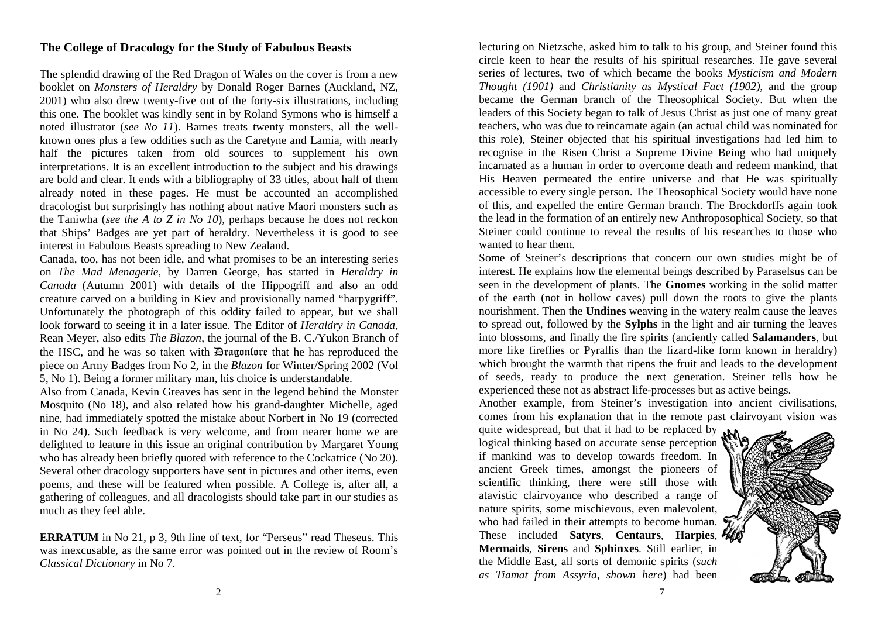## The College of Dracology for the Study of Fabulous Beasts

The splendid drawing of the Red Dragon of Wales on the cover is from a new booklet on *Monsters of Heraldry* by Donald Roger Barnes (Auckland, NZ, 2001) who also drew twenty-five out of the forty-six illustrations, including this one. The booklet was kindly sent in by Roland Symons who is himself a noted illustrator (*see No 11*). Barnes treats twenty monsters, all the well-known ones plus a few oddities such as the Caretyne and Lamia, with nearly half the pictures taken from old sources to supplement his own interpretations. It is an excellent introduction to the subject and his drawings are bold and clear. It ends with a bibliography of 33 titles, about half of them already noted in these pages. He must be accounted an accomplished dracologist but surprisingly has nothing about native Maori monsters such as the Taniwha (*see the A to Z in No 10*), perhaps because he does not reckon that Ships' Badges are yet part of heraldry. Nevertheless it is good to see interest in Fabulous Beasts spreading to New Zealand.

Canada, too, has not been idle, and what promises to be an interesting series on *The Mad Menagerie*, by Darren George, has started in *Heraldry in Canada* (Autumn 2001) with details of the Hippogriff and also an odd creature carved on a building in Kiev and provisionally named "harpygriff". Unfortunately the photograph of this oddity failed to appear, but we shall look forward to seeing it in a later issue. The Editor of *Heraldry in Canada*, Rean Meyer, also edits *The Blazon*, the journal of the B. C./Yukon Branch of the HSC, and he was so taken with Dragonlore that he has reproduced the piece on Army Badges from No 2, in the *Blazon* for Winter/Spring 2002 (Vol 5, No 1). Being a former military man, his choice is understandable.

Also from Canada, Kevin Greaves has sent in the legend behind the Monster Mosquito (No 18), and also related how his grand-daughter Michelle, aged nine, had immediately spotted the mistake about Norbert in No 19 (corrected in No 24). Such feedback is very welcome, and from nearer home we are delighted to feature in this issue an original contribution by Margaret Young who has already been briefly quoted with reference to the Cockatrice (No 20). Several other dracology supporters have sent in pictures and other items, even poems, and these will be featured when possible. A College is, after all, a gathering of colleagues, and all dracologists should take part in our studies as much as they feel able.

**ERRATUM** in No 21, p 3, 9th line of text, for "Perseus" read Theseus. This was inexcusable, as the same error was pointed out in the review of Room's *Classical Dictionary* in No 7.

lecturing on Nietzsche, asked him to talk to his group, and Steiner found this circle keen to hear the results of his spiritual researches. He gave several series of lectures, two of which became the books *Mysticism and Modern Thought (1901)* and *Christianity as Mystical Fact (1902)*, and the group became the German branch of the Theosophical Society. But when the leaders of this Society began to talk of Jesus Christ as just one of many great teachers, who was due to reincarnate again (an actual child was nominated for this role), Steiner objected that his spiritual investigations had led him to recognise in the Risen Christ a Supreme Divine Being who had uniquely incarnated as a human in order to overcome death and redeem mankind, that His Heaven permeated the entire universe and that He was spiritually accessible to every single person. The Theosophical Society would have none of this, and expelled the entire German branch. The Brockdorffs again took the lead in the formation of an entirely new Anthroposophical Society, so that Steiner could continue to reveal the results of his researches to those who wanted to hear them.

Some of Steiner's descriptions that concern our own studies might be of interest. He explains how the elemental beings described by Paraselsus can be seen in the development of plants. The **Gnomes** working in the solid matter of the earth (not in hollow caves) pull down the roots to give the plants nourishment. Then the **Undines** weaving in the watery realm cause the leaves to spread out, followed by the **Sylphs** in the light and air turning the leaves into blossoms, and finally the fire spirits (anciently called **Salamanders**, but more like fireflies or Pyrallis than the lizard-like form known in heraldry) which brought the warmth that ripens the fruit and leads to the development of seeds, ready to produce the next generation. Steiner tells how he experienced these not as abstract life-processes but as active beings.

Another example, from Steiner's investigation into ancient civilisations, comes from his explanation that in the remote past clairvoyant vision was quite widespread, but that it had to be replaced by logical thinking based on accurate sense perception if mankind was to develop towards freedom. In ancient Greek times, amongst the pioneers of scientific thinking, there were still those with atavistic clairvoyance who described a range of nature spirits, some mischievous, even malevolent, who had failed in their attempts to become human. These included **Satyrs**, **Centaurs**, **Harpies**, **Mermaids**, **Sirens** and **Sphinxes**. Still earlier, in the Middle East, all sorts of demonic spirits (*such as Tiamat from Assyria, shown here*) had been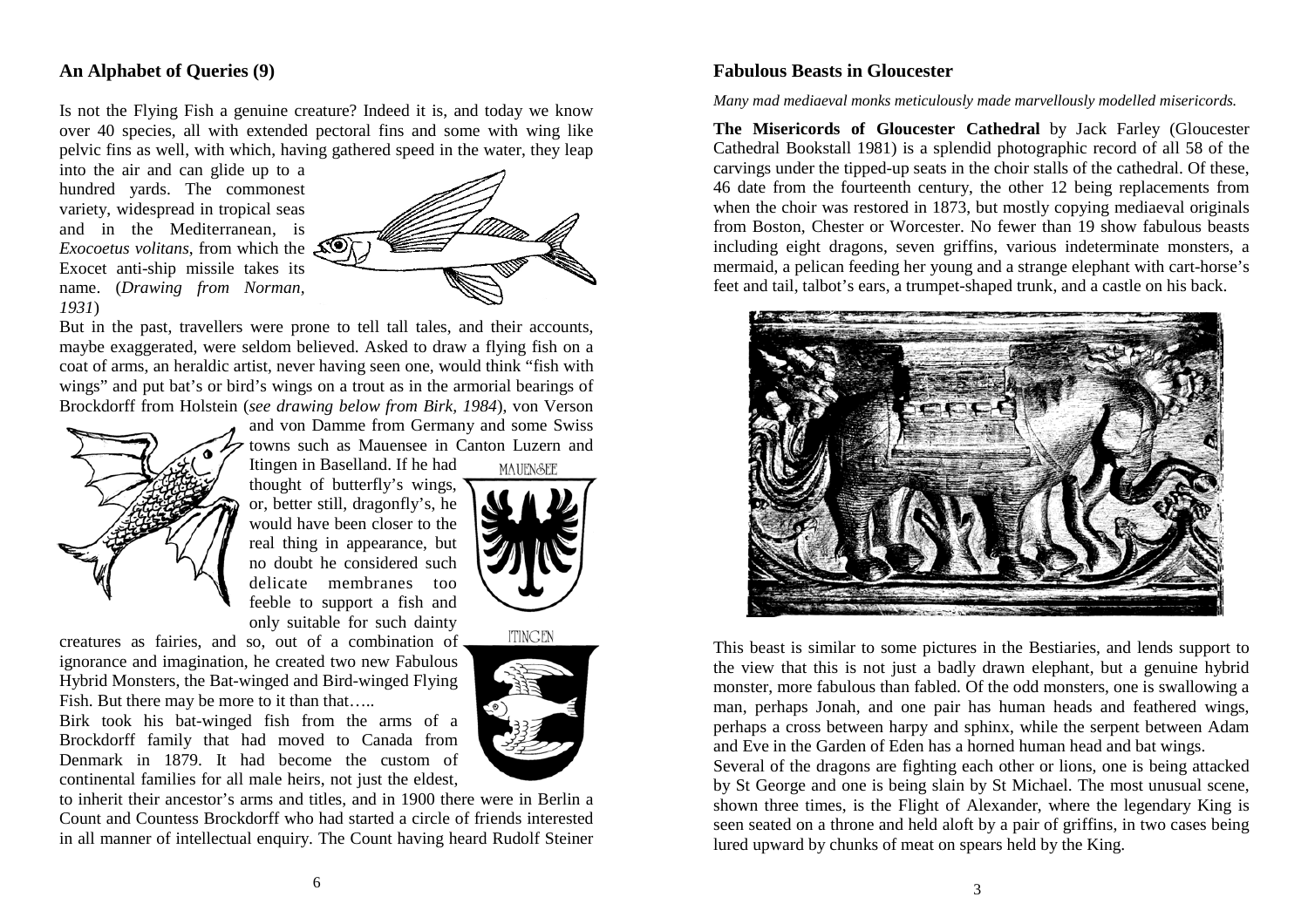## An Alphabet of Queries (9)

Is not the Flying Fish a genuine creature? Indeed it is, and today we know over 40 species, all with extended pectoral fins and some with wing like pelvic fins as well, with which, having gathered speed in the water, they leap into the air and can glide up to a hundred yards. The commonest variety, widespread in tropical seas and in the Mediterranean, is *Exocoetus volitans*, from which the Exocet anti-ship missile takes its name. (*Drawing from Norman, 1931*)

But in the past, travellers were prone to tell tall tales, and their accounts, maybe exaggerated, were seldom believed. Asked to draw a flying fish on a coat of arms, an heraldic artist, never having seen one, would think "fish with wings" and put bat's or bird's wings on a trout as in the armorial bearings of Brockdorff from Holstein (*see drawing below from Birk, 1984*), von Verson and von Damme from Germany and some Swiss towns such as Mauensee in Canton Luzern and Itingen in Baselland. If he had thought of butterfly's wings, or, better still, dragonfly's, he would have been closer to the real thing in appearance, but no doubt he considered such delicate membranes too feeble to support a fish and only suitable for such dainty creatures as fairies, and so, out of a combination of ignorance and imagination, he created two new Fabulous Hybrid Monsters, the Bat-winged and Bird-winged Flying Fish. But there may be more to it than that…..

MAUENSEE

ITINGEN

Birk took his bat-winged fish from the arms of a Brockdorff family that had moved to Canada from Denmark in 1879. It had become the custom of continental families for all male heirs, not just the eldest, to inherit their ancestor's arms and titles, and in 1900 there were in Berlin a Count and Countess Brockdorff who had started a circle of friends interested in all manner of intellectual enquiry. The Count having heard Rudolf Steiner

## Fabulous Beasts in Gloucester

*Many mad mediaeval monks meticulously made marvellously modelled misericords.*

**The Misericords of Gloucester Cathedral** by Jack Farley (Gloucester Cathedral Bookstall 1981) is a splendid photographic record of all 58 of the carvings under the tipped-up seats in the choir stalls of the cathedral. Of these, 46 date from the fourteenth century, the other 12 being replacements from when the choir was restored in 1873, but mostly copying mediaeval originals from Boston, Chester or Worcester. No fewer than 19 show fabulous beasts including eight dragons, seven griffins, various indeterminate monsters, a mermaid, a pelican feeding her young and a strange elephant with cart-horse's feet and tail, talbot's ears, a trumpet-shaped trunk, and a castle on his back.

This beast is similar to some pictures in the Bestiaries, and lends support to the view that this is not just a badly drawn elephant, but a genuine hybrid monster, more fabulous than fabled. Of the odd monsters, one is swallowing a man, perhaps Jonah, and one pair has human heads and feathered wings, perhaps a cross between harpy and sphinx, while the serpent between Adam and Eve in the Garden of Eden has a horned human head and bat wings.

Several of the dragons are fighting each other or lions, one is being attacked by St George and one is being slain by St Michael. The most unusual scene, shown three times, is the Flight of Alexander, where the legendary King is seen seated on a throne and held aloft by a pair of griffins, in two cases being lured upward by chunks of meat on spears held by the King.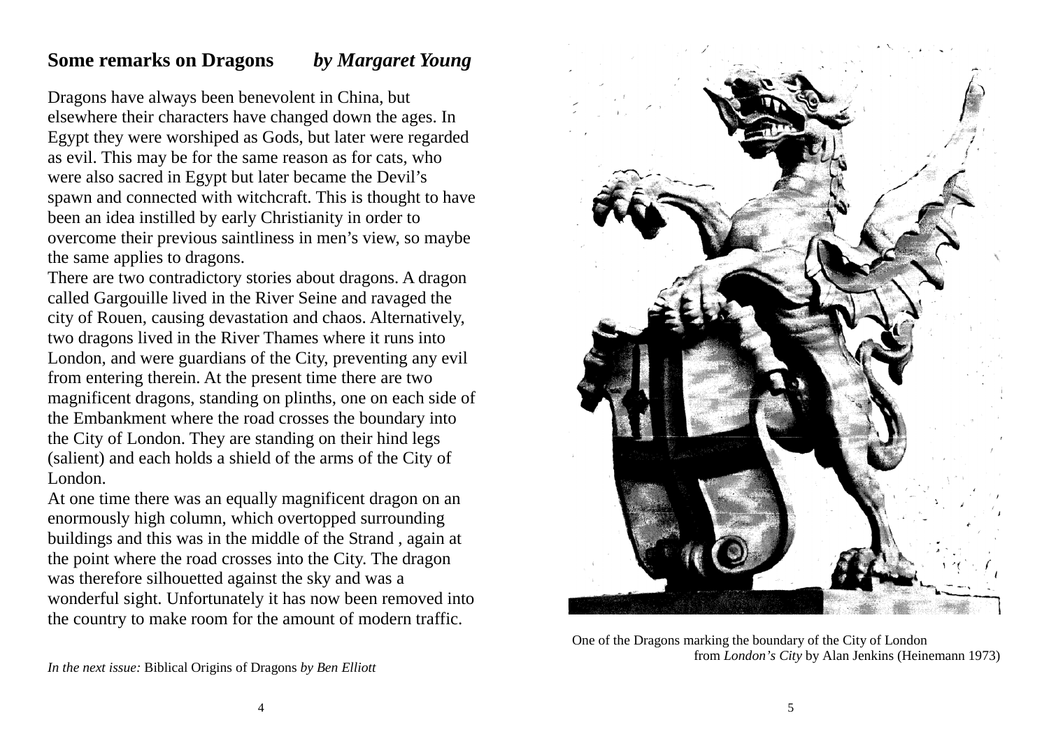## Some remarks on Dragons *by Margaret Young*

Dragons have always been benevolent in China, but elsewhere their characters have changed down the ages. In Egypt they were worshiped as Gods, but later were regarded as evil. This may be for the same reason as for cats, who were also sacred in Egypt but later became the Devil's spawn and connected with witchcraft. This is thought to have been an idea instilled by early Christianity in order to overcome their previous saintliness in men's view, so maybe the same applies to dragons.

There are two contradictory stories about dragons. A dragon called Gargouille lived in the River Seine and ravaged the city of Rouen, causing devastation and chaos. Alternatively, two dragons lived in the River Thames where it runs into London, and were guardians of the City, preventing any evil from entering therein. At the present time there are two magnificent dragons, standing on plinths, one on each side of the Embankment where the road crosses the boundary into the City of London. They are standing on their hind legs (salient) and each holds a shield of the arms of the City of London.

At one time there was an equally magnificent dragon on an enormously high column, which overtopped surrounding buildings and this was in the middle of the Strand , again at the point where the road crosses into the City. The dragon was therefore silhouetted against the sky and was a wonderful sight. Unfortunately it has now been removed into the country to make room for the amount of modern traffic.

*In the next issue:* Biblical Origins of Dragons *by Ben Elliott*

One of the Dragons marking the boundary of the City of London from *London's City* by Alan Jenkins (Heinemann 1973)